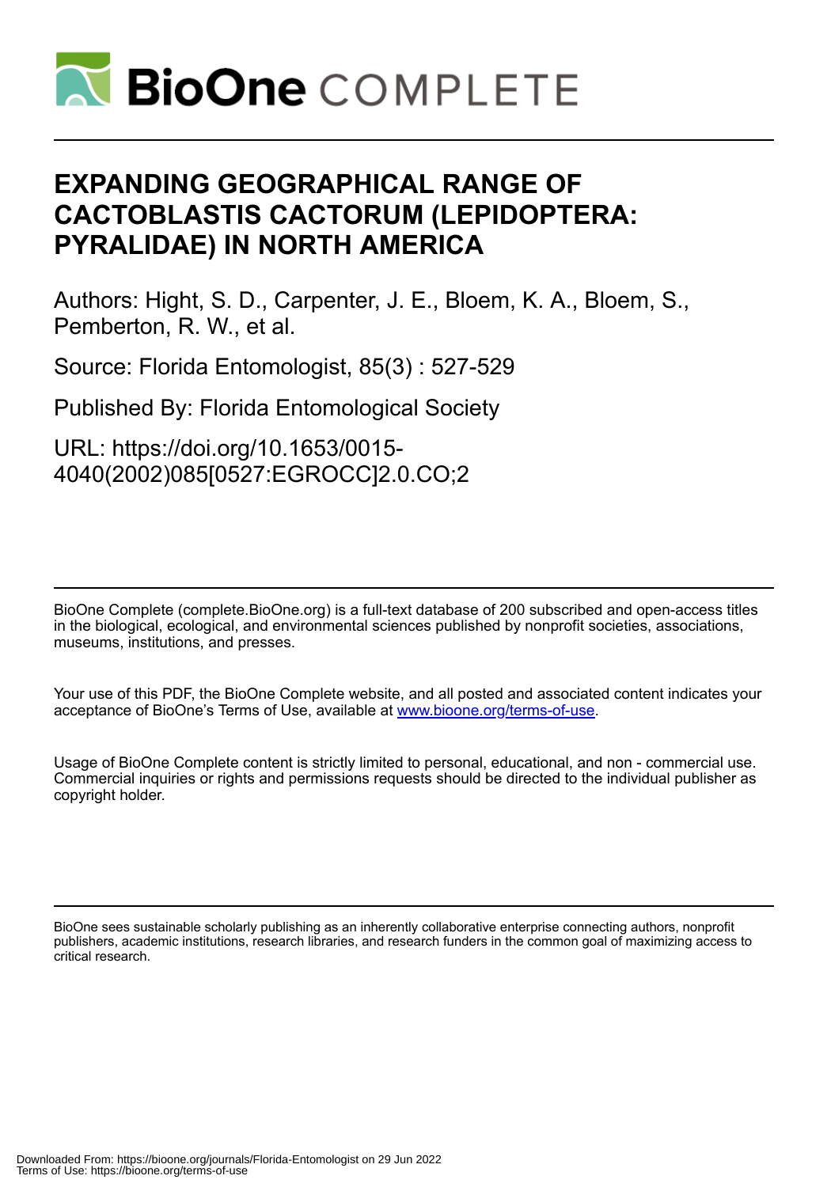# EXPANDING GEOGRAPHICAL RANGE OF CACTOBLASTIS CACTORUM (LEPIDOPTERA: PYRALIDAE) IN NORTH AMERICA

Authors: Hight, S. D., Carpenter, J. E., Bloem, K. A., Bloem, S., Pemberton, R. W., et al.

Source: Florida Entomologist, 85(3) : 527-529

Published By: Florida Entomological Society

URL: https://doi.org/10.1653/0015-4040(2002)085[0527:EGROCC]2.0.CO;2

BioOne Complete (complete.BioOne.org) is a full-text database of 200 subscribed and open-access titles in the biological, ecological, and environmental sciences published by nonprofit societies, associations, museums, institutions, and presses.

Your use of this PDF, the BioOne Complete website, and all posted and associated content indicates your acceptance of BioOne's Terms of Use, available at www.bioone.org/terms-of-use.

Usage of BioOne Complete content is strictly limited to personal, educational, and non - commercial use. Commercial inquiries or rights and permissions requests should be directed to the individual publisher as copyright holder.

BioOne sees sustainable scholarly publishing as an inherently collaborative enterprise connecting authors, nonprofit publishers, academic institutions, research libraries, and research funders in the common goal of maximizing access to critical research.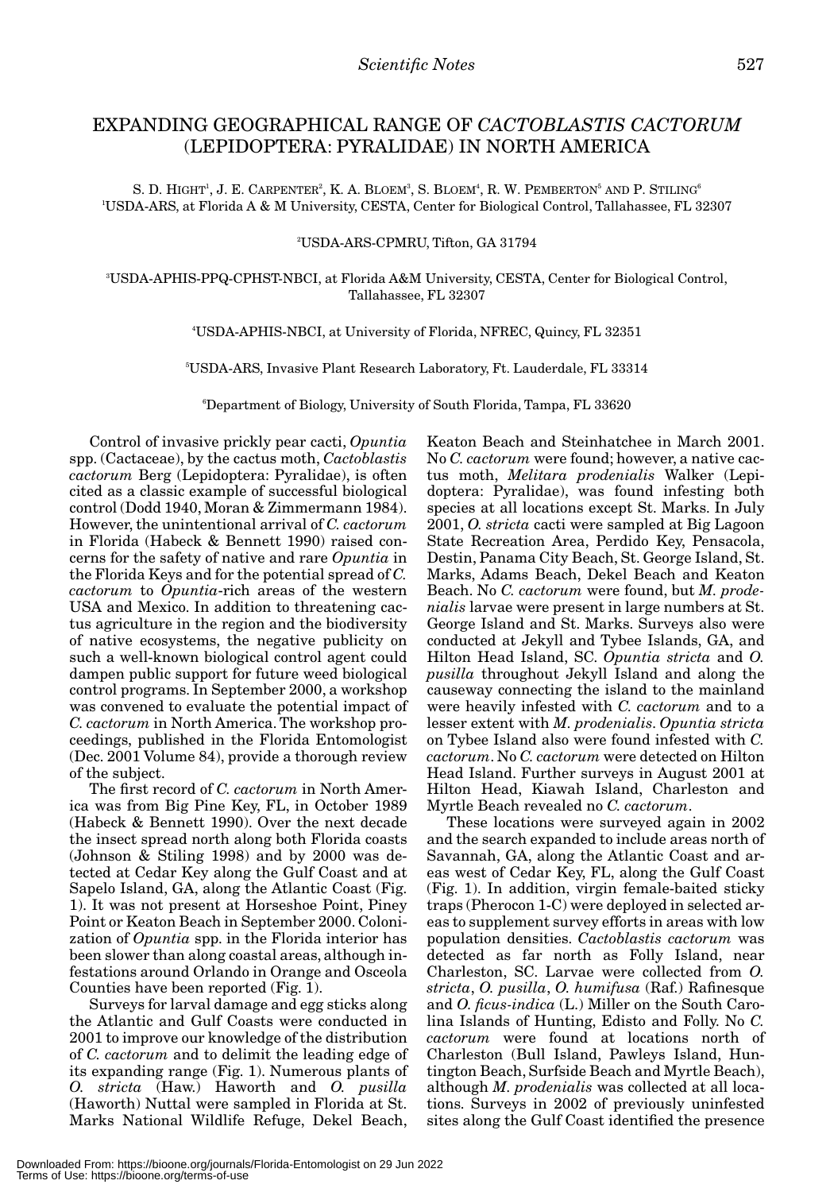# EXPANDING GEOGRAPHICAL RANGE OF *CACTOBLASTIS CACTORUM* (LEPIDOPTERA: PYRALIDAE) IN NORTH AMERICA

S. D. HIGHT[1], J. E. CARPENTER[2], K. A. BLOEM[3], S. BLOEM[4], R. W. PEMBERTON[5] AND P. STILING[6]

[1]USDA-ARS, at Florida A & M University, CESTA, Center for Biological Control, Tallahassee, FL 32307

[2]USDA-ARS-CPMRU, Tifton, GA 31794

[3]USDA-APHIS-PPQ-CPHST-NBCI, at Florida A&M University, CESTA, Center for Biological Control, Tallahassee, FL 32307

[4]USDA-APHIS-NBCI, at University of Florida, NFREC, Quincy, FL 32351

[5]USDA-ARS, Invasive Plant Research Laboratory, Ft. Lauderdale, FL 33314

[6]Department of Biology, University of South Florida, Tampa, FL 33620

Control of invasive prickly pear cacti, *Opuntia* spp. (Cactaceae), by the cactus moth, *Cactoblastis cactorum* Berg (Lepidoptera: Pyralidae), is often cited as a classic example of successful biological control (Dodd 1940, Moran & Zimmermann 1984). However, the unintentional arrival of *C. cactorum* in Florida (Habeck & Bennett 1990) raised concerns for the safety of native and rare *Opuntia* in the Florida Keys and for the potential spread of *C. cactorum* to *Opuntia*-rich areas of the western USA and Mexico. In addition to threatening cactus agriculture in the region and the biodiversity of native ecosystems, the negative publicity on such a well-known biological control agent could dampen public support for future weed biological control programs. In September 2000, a workshop was convened to evaluate the potential impact of *C. cactorum* in North America. The workshop proceedings, published in the Florida Entomologist (Dec. 2001 Volume 84), provide a thorough review of the subject.

The first record of *C. cactorum* in North America was from Big Pine Key, FL, in October 1989 (Habeck & Bennett 1990). Over the next decade the insect spread north along both Florida coasts (Johnson & Stiling 1998) and by 2000 was detected at Cedar Key along the Gulf Coast and at Sapelo Island, GA, along the Atlantic Coast (Fig. 1). It was not present at Horseshoe Point, Piney Point or Keaton Beach in September 2000. Colonization of *Opuntia* spp. in the Florida interior has been slower than along coastal areas, although infestations around Orlando in Orange and Osceola Counties have been reported (Fig. 1).

Surveys for larval damage and egg sticks along the Atlantic and Gulf Coasts were conducted in 2001 to improve our knowledge of the distribution of *C. cactorum* and to delimit the leading edge of its expanding range (Fig. 1). Numerous plants of *O. stricta* (Haw.) Haworth and *O. pusilla* (Haworth) Nuttal were sampled in Florida at St. Marks National Wildlife Refuge, Dekel Beach, Keaton Beach and Steinhatchee in March 2001. No *C. cactorum* were found; however, a native cactus moth, *Melitara prodenialis* Walker (Lepidoptera: Pyralidae), was found infesting both species at all locations except St. Marks. In July 2001, *O. stricta* cacti were sampled at Big Lagoon State Recreation Area, Perdido Key, Pensacola, Destin, Panama City Beach, St. George Island, St. Marks, Adams Beach, Dekel Beach and Keaton Beach. No *C. cactorum* were found, but *M. prodenialis* larvae were present in large numbers at St. George Island and St. Marks. Surveys also were conducted at Jekyll and Tybee Islands, GA, and Hilton Head Island, SC. *Opuntia stricta* and *O. pusilla* throughout Jekyll Island and along the causeway connecting the island to the mainland were heavily infested with *C. cactorum* and to a lesser extent with *M. prodenialis*. *Opuntia stricta* on Tybee Island also were found infested with *C. cactorum*. No *C. cactorum* were detected on Hilton Head Island. Further surveys in August 2001 at Hilton Head, Kiawah Island, Charleston and Myrtle Beach revealed no *C. cactorum*.

These locations were surveyed again in 2002 and the search expanded to include areas north of Savannah, GA, along the Atlantic Coast and areas west of Cedar Key, FL, along the Gulf Coast (Fig. 1). In addition, virgin female-baited sticky traps (Pherocon 1-C) were deployed in selected areas to supplement survey efforts in areas with low population densities. *Cactoblastis cactorum* was detected as far north as Folly Island, near Charleston, SC. Larvae were collected from *O. stricta*, *O. pusilla*, *O. humifusa* (Raf.) Rafinesque and *O. ficus-indica* (L.) Miller on the South Carolina Islands of Hunting, Edisto and Folly. No *C. cactorum* were found at locations north of Charleston (Bull Island, Pawleys Island, Huntington Beach, Surfside Beach and Myrtle Beach), although *M. prodenialis* was collected at all locations. Surveys in 2002 of previously uninfested sites along the Gulf Coast identified the presence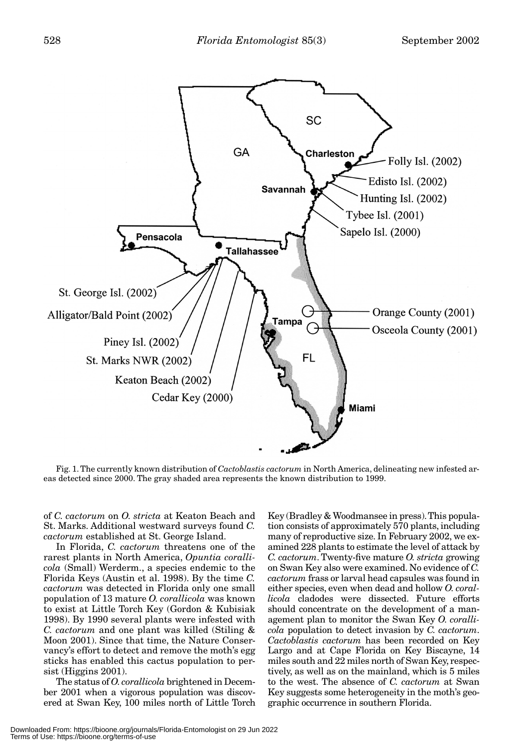Fig. 1. The currently known distribution of *Cactoblastis cactorum* in North America, delineating new infested areas detected since 2000. The gray shaded area represents the known distribution to 1999.

of *C. cactorum* on *O. stricta* at Keaton Beach and St. Marks. Additional westward surveys found *C. cactorum* established at St. George Island.

In Florida, *C. cactorum* threatens one of the rarest plants in North America, *Opuntia corallicola* (Small) Werderm., a species endemic to the Florida Keys (Austin et al. 1998). By the time *C. cactorum* was detected in Florida only one small population of 13 mature *O. corallicola* was known to exist at Little Torch Key (Gordon & Kubisiak 1998). By 1990 several plants were infested with *C. cactorum* and one plant was killed (Stiling & Moon 2001). Since that time, the Nature Conservancy's effort to detect and remove the moth's egg sticks has enabled this cactus population to persist (Higgins 2001).

The status of *O. corallicola* brightened in December 2001 when a vigorous population was discovered at Swan Key, 100 miles north of Little Torch Key (Bradley & Woodmansee in press). This population consists of approximately 570 plants, including many of reproductive size. In February 2002, we examined 228 plants to estimate the level of attack by *C. cactorum*. Twenty-five mature *O. stricta* growing on Swan Key also were examined. No evidence of *C. cactorum* frass or larval head capsules was found in either species, even when dead and hollow *O. corallicola* cladodes were dissected. Future efforts should concentrate on the development of a management plan to monitor the Swan Key *O. corallicola* population to detect invasion by *C. cactorum*. *Cactoblastis cactorum* has been recorded on Key Largo and at Cape Florida on Key Biscayne, 14 miles south and 22 miles north of Swan Key, respectively, as well as on the mainland, which is 5 miles to the west. The absence of *C. cactorum* at Swan Key suggests some heterogeneity in the moth's geographic occurrence in southern Florida.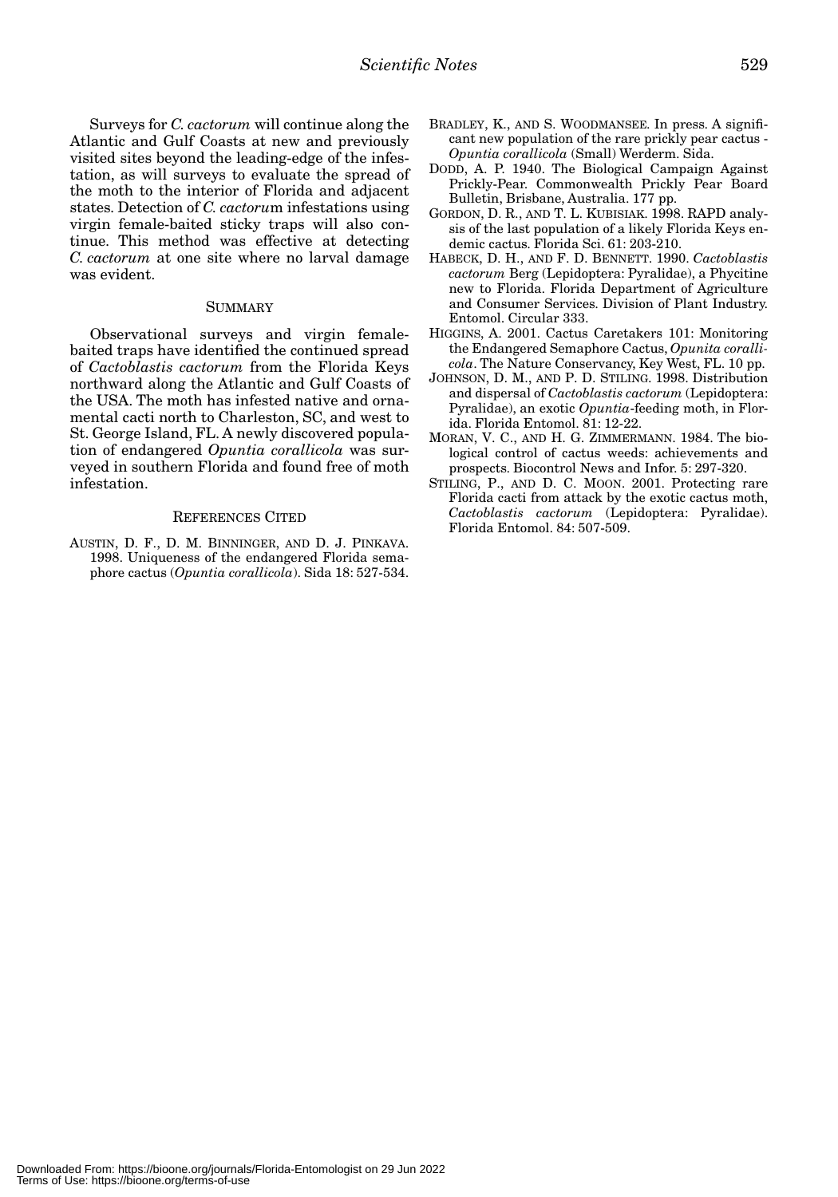Surveys for *C. cactorum* will continue along the Atlantic and Gulf Coasts at new and previously visited sites beyond the leading-edge of the infestation, as will surveys to evaluate the spread of the moth to the interior of Florida and adjacent states. Detection of *C. cactoru*m infestations using virgin female-baited sticky traps will also continue. This method was effective at detecting *C. cactorum* at one site where no larval damage was evident.

## SUMMARY

Observational surveys and virgin female-baited traps have identified the continued spread of *Cactoblastis cactorum* from the Florida Keys northward along the Atlantic and Gulf Coasts of the USA. The moth has infested native and ornamental cacti north to Charleston, SC, and west to St. George Island, FL. A newly discovered population of endangered *Opuntia corallicola* was surveyed in southern Florida and found free of moth infestation.

## REFERENCES CITED

AUSTIN, D. F., D. M. BINNINGER, AND D. J. PINKAVA. 1998. Uniqueness of the endangered Florida semaphore cactus (*Opuntia corallicola*). Sida 18: 527-534.

BRADLEY, K., AND S. WOODMANSEE. In press. A significant new population of the rare prickly pear cactus - *Opuntia corallicola* (Small) Werderm. Sida.

DODD, A. P. 1940. The Biological Campaign Against Prickly-Pear. Commonwealth Prickly Pear Board Bulletin, Brisbane, Australia. 177 pp.

GORDON, D. R., AND T. L. KUBISIAK. 1998. RAPD analysis of the last population of a likely Florida Keys endemic cactus. Florida Sci. 61: 203-210.

HABECK, D. H., AND F. D. BENNETT. 1990. *Cactoblastis cactorum* Berg (Lepidoptera: Pyralidae), a Phycitine new to Florida. Florida Department of Agriculture and Consumer Services. Division of Plant Industry. Entomol. Circular 333.

HIGGINS, A. 2001. Cactus Caretakers 101: Monitoring the Endangered Semaphore Cactus, *Opunita corallicola*. The Nature Conservancy, Key West, FL. 10 pp.

JOHNSON, D. M., AND P. D. STILING. 1998. Distribution and dispersal of *Cactoblastis cactorum* (Lepidoptera: Pyralidae), an exotic *Opuntia*-feeding moth, in Florida. Florida Entomol. 81: 12-22.

MORAN, V. C., AND H. G. ZIMMERMANN. 1984. The biological control of cactus weeds: achievements and prospects. Biocontrol News and Infor. 5: 297-320.

STILING, P., AND D. C. MOON. 2001. Protecting rare Florida cacti from attack by the exotic cactus moth, *Cactoblastis cactorum* (Lepidoptera: Pyralidae). Florida Entomol. 84: 507-509.